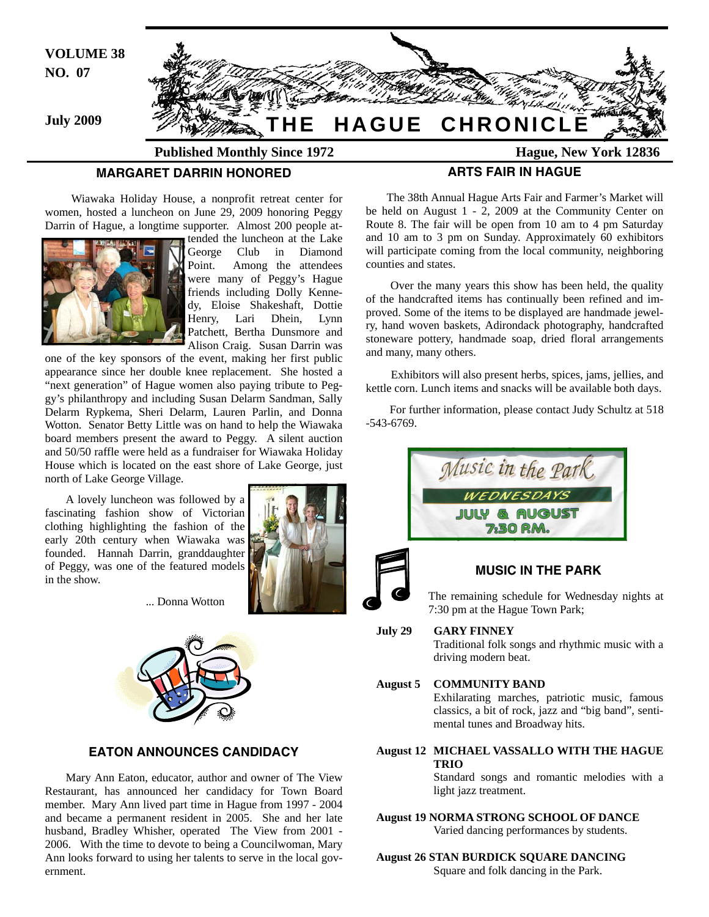VOLUME 38
NO. 07

July 2009

# THE HAGUE CHRONICLE

**Published Monthly Since 1972** **Hague, New York 12836**

## MARGARET DARRIN HONORED

Wiawaka Holiday House, a nonprofit retreat center for women, hosted a luncheon on June 29, 2009 honoring Peggy Darrin of Hague, a longtime supporter. Almost 200 people attended the luncheon at the Lake George Club in Diamond Point. Among the attendees were many of Peggy's Hague friends including Dolly Kennedy, Eloise Shakeshaft, Dottie Henry, Lari Dhein, Lynn Patchett, Bertha Dunsmore and Alison Craig. Susan Darrin was one of the key sponsors of the event, making her first public appearance since her double knee replacement. She hosted a "next generation" of Hague women also paying tribute to Peggy's philanthropy and including Susan Delarm Sandman, Sally Delarm Rypkema, Sheri Delarm, Lauren Parlin, and Donna Wotton. Senator Betty Little was on hand to help the Wiawaka board members present the award to Peggy. A silent auction and 50/50 raffle were held as a fundraiser for Wiawaka Holiday House which is located on the east shore of Lake George, just north of Lake George Village.

A lovely luncheon was followed by a fascinating fashion show of Victorian clothing highlighting the fashion of the early 20th century when Wiawaka was founded. Hannah Darrin, granddaughter of Peggy, was one of the featured models in the show.

... Donna Wotton

## EATON ANNOUNCES CANDIDACY

Mary Ann Eaton, educator, author and owner of The View Restaurant, has announced her candidacy for Town Board member. Mary Ann lived part time in Hague from 1997 - 2004 and became a permanent resident in 2005. She and her late husband, Bradley Whisher, operated The View from 2001 - 2006. With the time to devote to being a Councilwoman, Mary Ann looks forward to using her talents to serve in the local government.

## ARTS FAIR IN HAGUE

The 38th Annual Hague Arts Fair and Farmer's Market will be held on August 1 - 2, 2009 at the Community Center on Route 8. The fair will be open from 10 am to 4 pm Saturday and 10 am to 3 pm on Sunday. Approximately 60 exhibitors will participate coming from the local community, neighboring counties and states.

Over the many years this show has been held, the quality of the handcrafted items has continually been refined and improved. Some of the items to be displayed are handmade jewelry, hand woven baskets, Adirondack photography, handcrafted stoneware pottery, handmade soap, dried floral arrangements and many, many others.

Exhibitors will also present herbs, spices, jams, jellies, and kettle corn. Lunch items and snacks will be available both days.

For further information, please contact Judy Schultz at 518-543-6769.

*Music in the Park*
WEDNESDAYS
JULY & AUGUST
7:30 P.M.

## MUSIC IN THE PARK

The remaining schedule for Wednesday nights at 7:30 pm at the Hague Town Park;

**July 29** **GARY FINNEY**
Traditional folk songs and rhythmic music with a driving modern beat.

**August 5** **COMMUNITY BAND**
Exhilarating marches, patriotic music, famous classics, a bit of rock, jazz and "big band", sentimental tunes and Broadway hits.

**August 12** **MICHAEL VASSALLO WITH THE HAGUE TRIO**
Standard songs and romantic melodies with a light jazz treatment.

**August 19** **NORMA STRONG SCHOOL OF DANCE**
Varied dancing performances by students.

**August 26** **STAN BURDICK SQUARE DANCING**
Square and folk dancing in the Park.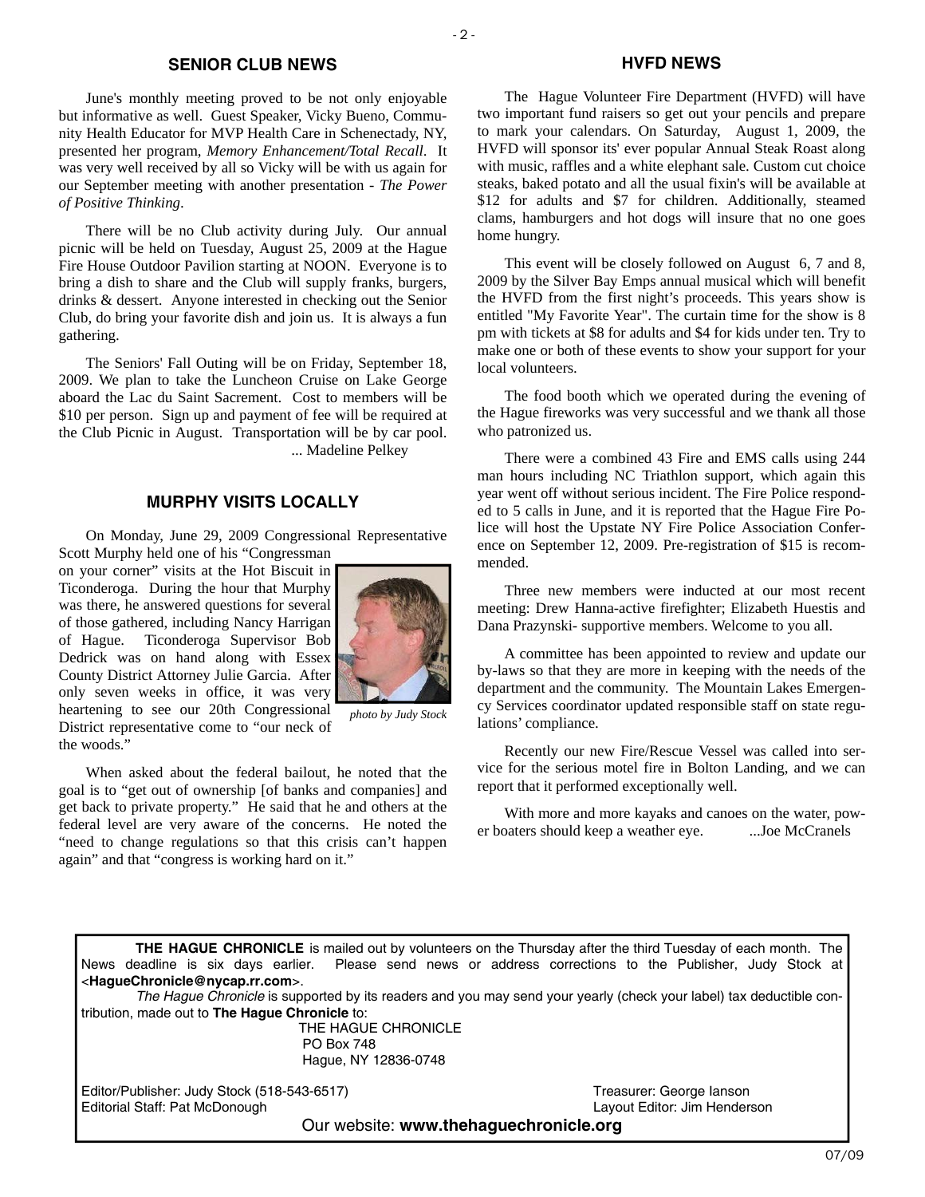## SENIOR CLUB NEWS

June's monthly meeting proved to be not only enjoyable but informative as well. Guest Speaker, Vicky Bueno, Community Health Educator for MVP Health Care in Schenectady, NY, presented her program, *Memory Enhancement/Total Recall*. It was very well received by all so Vicky will be with us again for our September meeting with another presentation - *The Power of Positive Thinking*.

There will be no Club activity during July. Our annual picnic will be held on Tuesday, August 25, 2009 at the Hague Fire House Outdoor Pavilion starting at NOON. Everyone is to bring a dish to share and the Club will supply franks, burgers, drinks & dessert. Anyone interested in checking out the Senior Club, do bring your favorite dish and join us. It is always a fun gathering.

The Seniors' Fall Outing will be on Friday, September 18, 2009. We plan to take the Luncheon Cruise on Lake George aboard the Lac du Saint Sacrement. Cost to members will be $10 per person. Sign up and payment of fee will be required at the Club Picnic in August. Transportation will be by car pool.

... Madeline Pelkey

## MURPHY VISITS LOCALLY

On Monday, June 29, 2009 Congressional Representative Scott Murphy held one of his "Congressman on your corner" visits at the Hot Biscuit in Ticonderoga. During the hour that Murphy was there, he answered questions for several of those gathered, including Nancy Harrigan of Hague. Ticonderoga Supervisor Bob Dedrick was on hand along with Essex County District Attorney Julie Garcia. After only seven weeks in office, it was very heartening to see our 20th Congressional District representative come to "our neck of the woods."

*photo by Judy Stock*

When asked about the federal bailout, he noted that the goal is to "get out of ownership [of banks and companies] and get back to private property." He said that he and others at the federal level are very aware of the concerns. He noted the "need to change regulations so that this crisis can't happen again" and that "congress is working hard on it."

## HVFD NEWS

The Hague Volunteer Fire Department (HVFD) will have two important fund raisers so get out your pencils and prepare to mark your calendars. On Saturday, August 1, 2009, the HVFD will sponsor its' ever popular Annual Steak Roast along with music, raffles and a white elephant sale. Custom cut choice steaks, baked potato and all the usual fixin's will be available at $12 for adults and $7 for children. Additionally, steamed clams, hamburgers and hot dogs will insure that no one goes home hungry.

This event will be closely followed on August 6, 7 and 8, 2009 by the Silver Bay Emps annual musical which will benefit the HVFD from the first night's proceeds. This years show is entitled "My Favorite Year". The curtain time for the show is 8 pm with tickets at $8 for adults and $4 for kids under ten. Try to make one or both of these events to show your support for your local volunteers.

The food booth which we operated during the evening of the Hague fireworks was very successful and we thank all those who patronized us.

There were a combined 43 Fire and EMS calls using 244 man hours including NC Triathlon support, which again this year went off without serious incident. The Fire Police responded to 5 calls in June, and it is reported that the Hague Fire Police will host the Upstate NY Fire Police Association Conference on September 12, 2009. Pre-registration of $15 is recommended.

Three new members were inducted at our most recent meeting: Drew Hanna-active firefighter; Elizabeth Huestis and Dana Prazynski- supportive members. Welcome to you all.

A committee has been appointed to review and update our by-laws so that they are more in keeping with the needs of the department and the community. The Mountain Lakes Emergency Services coordinator updated responsible staff on state regulations' compliance.

Recently our new Fire/Rescue Vessel was called into service for the serious motel fire in Bolton Landing, and we can report that it performed exceptionally well.

With more and more kayaks and canoes on the water, power boaters should keep a weather eye. ...Joe McCranels

---

**THE HAGUE CHRONICLE** is mailed out by volunteers on the Thursday after the third Tuesday of each month. The News deadline is six days earlier. Please send news or address corrections to the Publisher, Judy Stock at <**HagueChronicle@nycap.rr.com**>.

*The Hague Chronicle* is supported by its readers and you may send your yearly (check your label) tax deductible contribution, made out to **The Hague Chronicle** to:

THE HAGUE CHRONICLE
PO Box 748
Hague, NY 12836-0748

Editor/Publisher: Judy Stock (518-543-6517)
Editorial Staff: Pat McDonough
Treasurer: George Ianson
Layout Editor: Jim Henderson

Our website: **www.thehaguechronicle.org**

07/09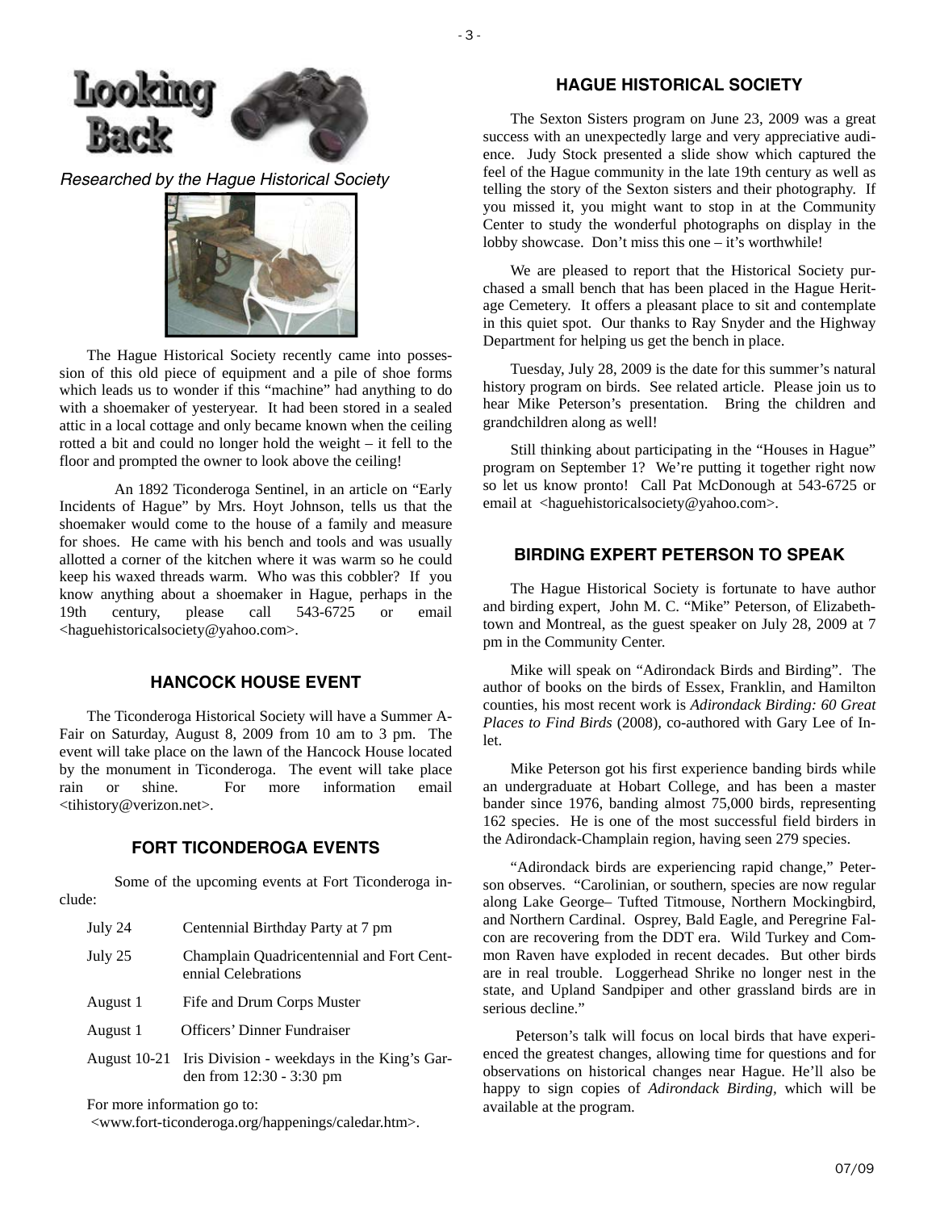# Looking Back

*Researched by the Hague Historical Society*

The Hague Historical Society recently came into possession of this old piece of equipment and a pile of shoe forms which leads us to wonder if this "machine" had anything to do with a shoemaker of yesteryear. It had been stored in a sealed attic in a local cottage and only became known when the ceiling rotted a bit and could no longer hold the weight – it fell to the floor and prompted the owner to look above the ceiling!

An 1892 Ticonderoga Sentinel, in an article on "Early Incidents of Hague" by Mrs. Hoyt Johnson, tells us that the shoemaker would come to the house of a family and measure for shoes. He came with his bench and tools and was usually allotted a corner of the kitchen where it was warm so he could keep his waxed threads warm. Who was this cobbler? If you know anything about a shoemaker in Hague, perhaps in the 19th century, please call 543-6725 or email <haguehistoricalsociety@yahoo.com>.

## HANCOCK HOUSE EVENT

The Ticonderoga Historical Society will have a Summer A-Fair on Saturday, August 8, 2009 from 10 am to 3 pm. The event will take place on the lawn of the Hancock House located by the monument in Ticonderoga. The event will take place rain or shine. For more information email <tihistory@verizon.net>.

## FORT TICONDEROGA EVENTS

Some of the upcoming events at Fort Ticonderoga include:

| | |
|---|---|
| July 24 | Centennial Birthday Party at 7 pm |
| July 25 | Champlain Quadricentennial and Fort Centennial Celebrations |
| August 1 | Fife and Drum Corps Muster |
| August 1 | Officers' Dinner Fundraiser |
| August 10-21 | Iris Division - weekdays in the King's Garden from 12:30 - 3:30 pm |

For more information go to:
<www.fort-ticonderoga.org/happenings/caledar.htm>.

## HAGUE HISTORICAL SOCIETY

The Sexton Sisters program on June 23, 2009 was a great success with an unexpectedly large and very appreciative audience. Judy Stock presented a slide show which captured the feel of the Hague community in the late 19th century as well as telling the story of the Sexton sisters and their photography. If you missed it, you might want to stop in at the Community Center to study the wonderful photographs on display in the lobby showcase. Don't miss this one – it's worthwhile!

We are pleased to report that the Historical Society purchased a small bench that has been placed in the Hague Heritage Cemetery. It offers a pleasant place to sit and contemplate in this quiet spot. Our thanks to Ray Snyder and the Highway Department for helping us get the bench in place.

Tuesday, July 28, 2009 is the date for this summer's natural history program on birds. See related article. Please join us to hear Mike Peterson's presentation. Bring the children and grandchildren along as well!

Still thinking about participating in the "Houses in Hague" program on September 1? We're putting it together right now so let us know pronto! Call Pat McDonough at 543-6725 or email at <haguehistoricalsociety@yahoo.com>.

## BIRDING EXPERT PETERSON TO SPEAK

The Hague Historical Society is fortunate to have author and birding expert, John M. C. "Mike" Peterson, of Elizabethtown and Montreal, as the guest speaker on July 28, 2009 at 7 pm in the Community Center.

Mike will speak on "Adirondack Birds and Birding". The author of books on the birds of Essex, Franklin, and Hamilton counties, his most recent work is *Adirondack Birding: 60 Great Places to Find Birds* (2008), co-authored with Gary Lee of Inlet.

Mike Peterson got his first experience banding birds while an undergraduate at Hobart College, and has been a master bander since 1976, banding almost 75,000 birds, representing 162 species. He is one of the most successful field birders in the Adirondack-Champlain region, having seen 279 species.

"Adirondack birds are experiencing rapid change," Peterson observes. "Carolinian, or southern, species are now regular along Lake George– Tufted Titmouse, Northern Mockingbird, and Northern Cardinal. Osprey, Bald Eagle, and Peregrine Falcon are recovering from the DDT era. Wild Turkey and Common Raven have exploded in recent decades. But other birds are in real trouble. Loggerhead Shrike no longer nest in the state, and Upland Sandpiper and other grassland birds are in serious decline."

Peterson's talk will focus on local birds that have experienced the greatest changes, allowing time for questions and for observations on historical changes near Hague. He'll also be happy to sign copies of *Adirondack Birding,* which will be available at the program.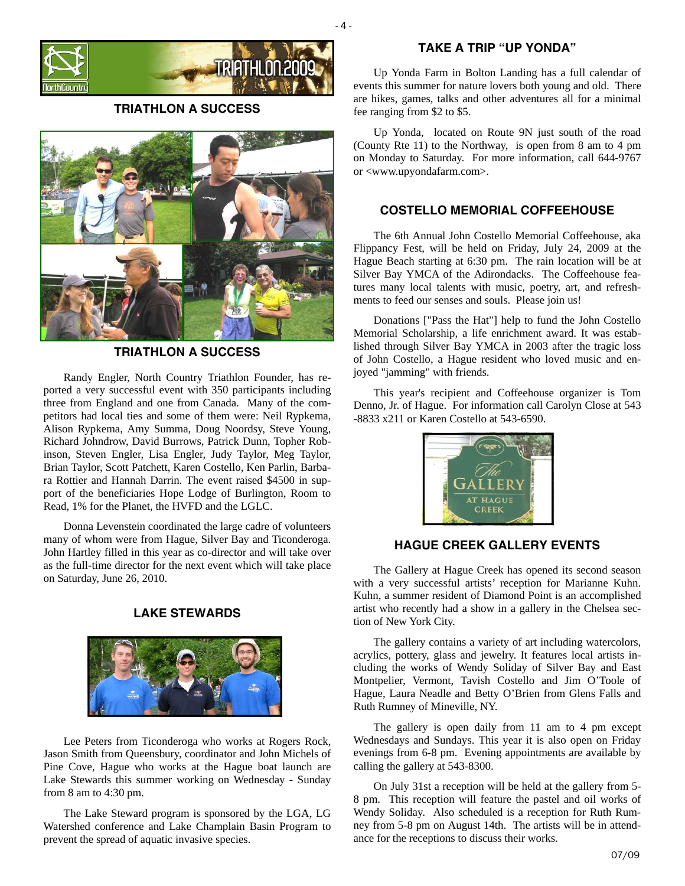## TRIATHLON A SUCCESS

## TRIATHLON A SUCCESS

Randy Engler, North Country Triathlon Founder, has reported a very successful event with 350 participants including three from England and one from Canada. Many of the competitors had local ties and some of them were: Neil Rypkema, Alison Rypkema, Amy Summa, Doug Noordsy, Steve Young, Richard Johndrow, David Burrows, Patrick Dunn, Topher Robinson, Steven Engler, Lisa Engler, Judy Taylor, Meg Taylor, Brian Taylor, Scott Patchett, Karen Costello, Ken Parlin, Barbara Rottier and Hannah Darrin. The event raised $4500 in support of the beneficiaries Hope Lodge of Burlington, Room to Read, 1% for the Planet, the HVFD and the LGLC.

Donna Levenstein coordinated the large cadre of volunteers many of whom were from Hague, Silver Bay and Ticonderoga. John Hartley filled in this year as co-director and will take over as the full-time director for the next event which will take place on Saturday, June 26, 2010.

## LAKE STEWARDS

Lee Peters from Ticonderoga who works at Rogers Rock, Jason Smith from Queensbury, coordinator and John Michels of Pine Cove, Hague who works at the Hague boat launch are Lake Stewards this summer working on Wednesday - Sunday from 8 am to 4:30 pm.

The Lake Steward program is sponsored by the LGA, LG Watershed conference and Lake Champlain Basin Program to prevent the spread of aquatic invasive species.

## TAKE A TRIP "UP YONDA"

Up Yonda Farm in Bolton Landing has a full calendar of events this summer for nature lovers both young and old. There are hikes, games, talks and other adventures all for a minimal fee ranging from $2 to $5.

Up Yonda, located on Route 9N just south of the road (County Rte 11) to the Northway, is open from 8 am to 4 pm on Monday to Saturday. For more information, call 644-9767 or <www.upyondafarm.com>.

## COSTELLO MEMORIAL COFFEEHOUSE

The 6th Annual John Costello Memorial Coffeehouse, aka Flippancy Fest, will be held on Friday, July 24, 2009 at the Hague Beach starting at 6:30 pm. The rain location will be at Silver Bay YMCA of the Adirondacks. The Coffeehouse features many local talents with music, poetry, art, and refreshments to feed our senses and souls. Please join us!

Donations ["Pass the Hat"] help to fund the John Costello Memorial Scholarship, a life enrichment award. It was established through Silver Bay YMCA in 2003 after the tragic loss of John Costello, a Hague resident who loved music and enjoyed "jamming" with friends.

This year's recipient and Coffeehouse organizer is Tom Denno, Jr. of Hague. For information call Carolyn Close at 543 -8833 x211 or Karen Costello at 543-6590.

## HAGUE CREEK GALLERY EVENTS

The Gallery at Hague Creek has opened its second season with a very successful artists' reception for Marianne Kuhn. Kuhn, a summer resident of Diamond Point is an accomplished artist who recently had a show in a gallery in the Chelsea section of New York City.

The gallery contains a variety of art including watercolors, acrylics, pottery, glass and jewelry. It features local artists including the works of Wendy Soliday of Silver Bay and East Montpelier, Vermont, Tavish Costello and Jim O'Toole of Hague, Laura Neadle and Betty O'Brien from Glens Falls and Ruth Rumney of Mineville, NY.

The gallery is open daily from 11 am to 4 pm except Wednesdays and Sundays. This year it is also open on Friday evenings from 6-8 pm. Evening appointments are available by calling the gallery at 543-8300.

On July 31st a reception will be held at the gallery from 5-8 pm. This reception will feature the pastel and oil works of Wendy Soliday. Also scheduled is a reception for Ruth Rumney from 5-8 pm on August 14th. The artists will be in attendance for the receptions to discuss their works.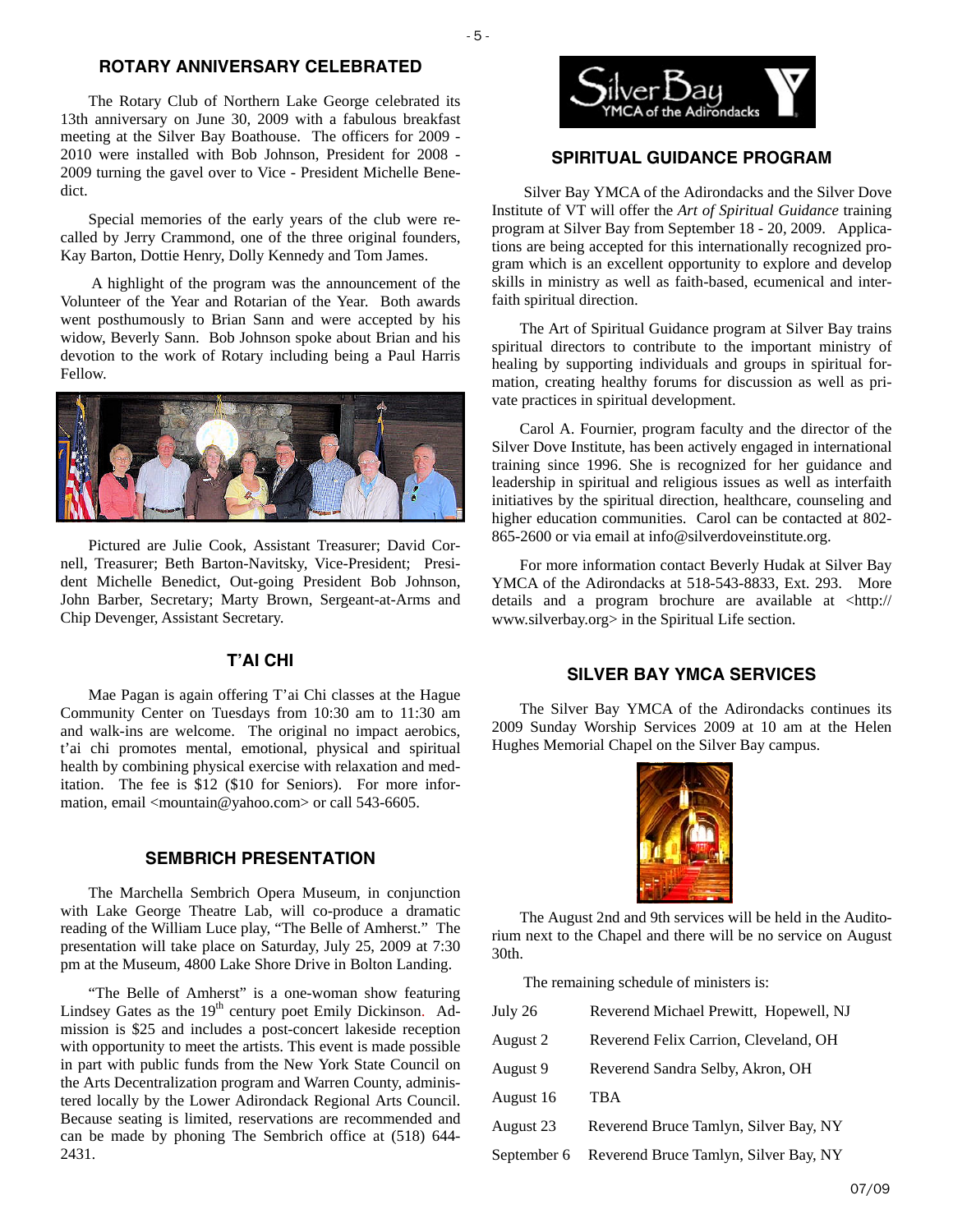## ROTARY ANNIVERSARY CELEBRATED

The Rotary Club of Northern Lake George celebrated its 13th anniversary on June 30, 2009 with a fabulous breakfast meeting at the Silver Bay Boathouse. The officers for 2009 - 2010 were installed with Bob Johnson, President for 2008 - 2009 turning the gavel over to Vice - President Michelle Benedict.

Special memories of the early years of the club were recalled by Jerry Crammond, one of the three original founders, Kay Barton, Dottie Henry, Dolly Kennedy and Tom James.

A highlight of the program was the announcement of the Volunteer of the Year and Rotarian of the Year. Both awards went posthumously to Brian Sann and were accepted by his widow, Beverly Sann. Bob Johnson spoke about Brian and his devotion to the work of Rotary including being a Paul Harris Fellow.

Pictured are Julie Cook, Assistant Treasurer; David Cornell, Treasurer; Beth Barton-Navitsky, Vice-President; President Michelle Benedict, Out-going President Bob Johnson, John Barber, Secretary; Marty Brown, Sergeant-at-Arms and Chip Devenger, Assistant Secretary.

## T'AI CHI

Mae Pagan is again offering T'ai Chi classes at the Hague Community Center on Tuesdays from 10:30 am to 11:30 am and walk-ins are welcome. The original no impact aerobics, t'ai chi promotes mental, emotional, physical and spiritual health by combining physical exercise with relaxation and meditation. The fee is $12 ($10 for Seniors). For more information, email <mountain@yahoo.com> or call 543-6605.

## SEMBRICH PRESENTATION

The Marchella Sembrich Opera Museum, in conjunction with Lake George Theatre Lab, will co-produce a dramatic reading of the William Luce play, "The Belle of Amherst." The presentation will take place on Saturday, July 25, 2009 at 7:30 pm at the Museum, 4800 Lake Shore Drive in Bolton Landing.

"The Belle of Amherst" is a one-woman show featuring Lindsey Gates as the 19th century poet Emily Dickinson. Admission is $25 and includes a post-concert lakeside reception with opportunity to meet the artists. This event is made possible in part with public funds from the New York State Council on the Arts Decentralization program and Warren County, administered locally by the Lower Adirondack Regional Arts Council. Because seating is limited, reservations are recommended and can be made by phoning The Sembrich office at (518) 644-2431.

Silver Bay YMCA of the Adirondacks

## SPIRITUAL GUIDANCE PROGRAM

Silver Bay YMCA of the Adirondacks and the Silver Dove Institute of VT will offer the *Art of Spiritual Guidance* training program at Silver Bay from September 18 - 20, 2009. Applications are being accepted for this internationally recognized program which is an excellent opportunity to explore and develop skills in ministry as well as faith-based, ecumenical and interfaith spiritual direction.

The Art of Spiritual Guidance program at Silver Bay trains spiritual directors to contribute to the important ministry of healing by supporting individuals and groups in spiritual formation, creating healthy forums for discussion as well as private practices in spiritual development.

Carol A. Fournier, program faculty and the director of the Silver Dove Institute, has been actively engaged in international training since 1996. She is recognized for her guidance and leadership in spiritual and religious issues as well as interfaith initiatives by the spiritual direction, healthcare, counseling and higher education communities. Carol can be contacted at 802-865-2600 or via email at info@silverdoveinstitute.org.

For more information contact Beverly Hudak at Silver Bay YMCA of the Adirondacks at 518-543-8833, Ext. 293. More details and a program brochure are available at <http://www.silverbay.org> in the Spiritual Life section.

## SILVER BAY YMCA SERVICES

The Silver Bay YMCA of the Adirondacks continues its 2009 Sunday Worship Services 2009 at 10 am at the Helen Hughes Memorial Chapel on the Silver Bay campus.

The August 2nd and 9th services will be held in the Auditorium next to the Chapel and there will be no service on August 30th.

The remaining schedule of ministers is:

| | |
|---|---|
| July 26 | Reverend Michael Prewitt, Hopewell, NJ |
| August 2 | Reverend Felix Carrion, Cleveland, OH |
| August 9 | Reverend Sandra Selby, Akron, OH |
| August 16 | TBA |
| August 23 | Reverend Bruce Tamlyn, Silver Bay, NY |
| September 6 | Reverend Bruce Tamlyn, Silver Bay, NY |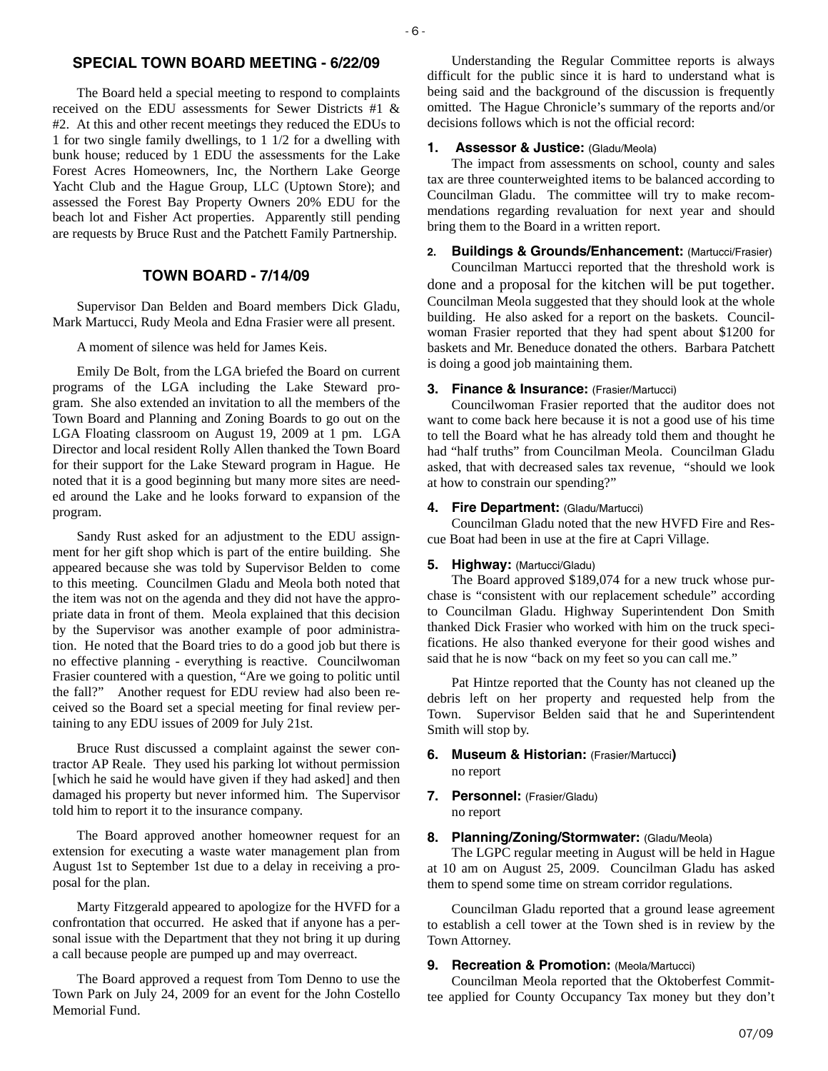## SPECIAL TOWN BOARD MEETING - 6/22/09

The Board held a special meeting to respond to complaints received on the EDU assessments for Sewer Districts #1 & #2. At this and other recent meetings they reduced the EDUs to 1 for two single family dwellings, to 1 1/2 for a dwelling with bunk house; reduced by 1 EDU the assessments for the Lake Forest Acres Homeowners, Inc, the Northern Lake George Yacht Club and the Hague Group, LLC (Uptown Store); and assessed the Forest Bay Property Owners 20% EDU for the beach lot and Fisher Act properties. Apparently still pending are requests by Bruce Rust and the Patchett Family Partnership.

## TOWN BOARD - 7/14/09

Supervisor Dan Belden and Board members Dick Gladu, Mark Martucci, Rudy Meola and Edna Frasier were all present.

A moment of silence was held for James Keis.

Emily De Bolt, from the LGA briefed the Board on current programs of the LGA including the Lake Steward program. She also extended an invitation to all the members of the Town Board and Planning and Zoning Boards to go out on the LGA Floating classroom on August 19, 2009 at 1 pm. LGA Director and local resident Rolly Allen thanked the Town Board for their support for the Lake Steward program in Hague. He noted that it is a good beginning but many more sites are needed around the Lake and he looks forward to expansion of the program.

Sandy Rust asked for an adjustment to the EDU assignment for her gift shop which is part of the entire building. She appeared because she was told by Supervisor Belden to come to this meeting. Councilmen Gladu and Meola both noted that the item was not on the agenda and they did not have the appropriate data in front of them. Meola explained that this decision by the Supervisor was another example of poor administration. He noted that the Board tries to do a good job but there is no effective planning - everything is reactive. Councilwoman Frasier countered with a question, "Are we going to politic until the fall?" Another request for EDU review had also been received so the Board set a special meeting for final review pertaining to any EDU issues of 2009 for July 21st.

Bruce Rust discussed a complaint against the sewer contractor AP Reale. They used his parking lot without permission [which he said he would have given if they had asked] and then damaged his property but never informed him. The Supervisor told him to report it to the insurance company.

The Board approved another homeowner request for an extension for executing a waste water management plan from August 1st to September 1st due to a delay in receiving a proposal for the plan.

Marty Fitzgerald appeared to apologize for the HVFD for a confrontation that occurred. He asked that if anyone has a personal issue with the Department that they not bring it up during a call because people are pumped up and may overreact.

The Board approved a request from Tom Denno to use the Town Park on July 24, 2009 for an event for the John Costello Memorial Fund.

Understanding the Regular Committee reports is always difficult for the public since it is hard to understand what is being said and the background of the discussion is frequently omitted. The Hague Chronicle's summary of the reports and/or decisions follows which is not the official record:

### 1. Assessor & Justice: (Gladu/Meola)

The impact from assessments on school, county and sales tax are three counterweighted items to be balanced according to Councilman Gladu. The committee will try to make recommendations regarding revaluation for next year and should bring them to the Board in a written report.

### 2. Buildings & Grounds/Enhancement: (Martucci/Frasier)

Councilman Martucci reported that the threshold work is done and a proposal for the kitchen will be put together. Councilman Meola suggested that they should look at the whole building. He also asked for a report on the baskets. Councilwoman Frasier reported that they had spent about $1200 for baskets and Mr. Beneduce donated the others. Barbara Patchett is doing a good job maintaining them.

### 3. Finance & Insurance: (Frasier/Martucci)

Councilwoman Frasier reported that the auditor does not want to come back here because it is not a good use of his time to tell the Board what he has already told them and thought he had "half truths" from Councilman Meola. Councilman Gladu asked, that with decreased sales tax revenue, "should we look at how to constrain our spending?"

### 4. Fire Department: (Gladu/Martucci)

Councilman Gladu noted that the new HVFD Fire and Rescue Boat had been in use at the fire at Capri Village.

### 5. Highway: (Martucci/Gladu)

The Board approved $189,074 for a new truck whose purchase is "consistent with our replacement schedule" according to Councilman Gladu. Highway Superintendent Don Smith thanked Dick Frasier who worked with him on the truck specifications. He also thanked everyone for their good wishes and said that he is now "back on my feet so you can call me."

Pat Hintze reported that the County has not cleaned up the debris left on her property and requested help from the Town. Supervisor Belden said that he and Superintendent Smith will stop by.

### 6. Museum & Historian: (Frasier/Martucci)

no report

### 7. Personnel: (Frasier/Gladu)

no report

### 8. Planning/Zoning/Stormwater: (Gladu/Meola)

The LGPC regular meeting in August will be held in Hague at 10 am on August 25, 2009. Councilman Gladu has asked them to spend some time on stream corridor regulations.

Councilman Gladu reported that a ground lease agreement to establish a cell tower at the Town shed is in review by the Town Attorney.

### 9. Recreation & Promotion: (Meola/Martucci)

Councilman Meola reported that the Oktoberfest Committee applied for County Occupancy Tax money but they don't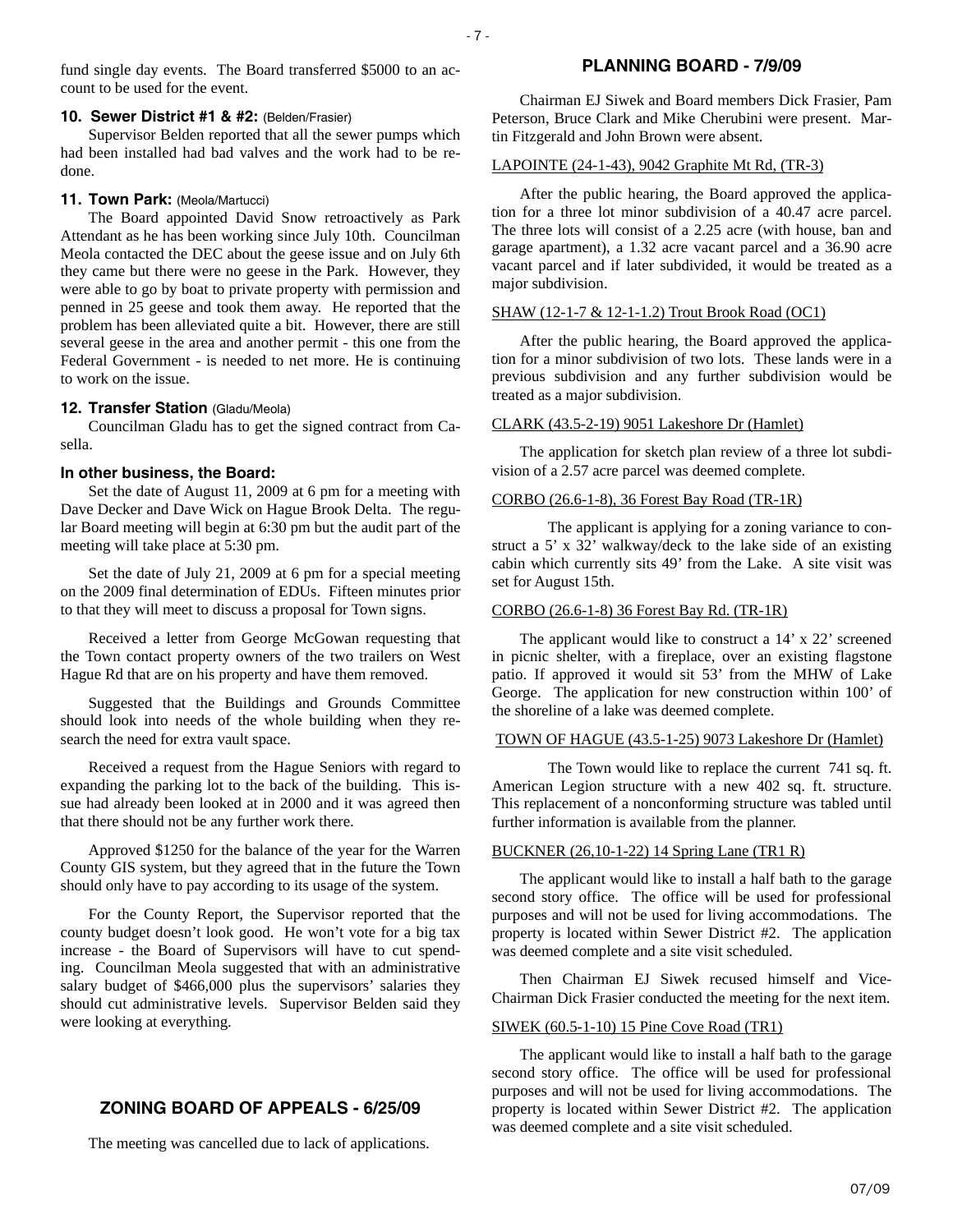fund single day events. The Board transferred $5000 to an account to be used for the event.

**10. Sewer District #1 & #2:** (Belden/Frasier)

Supervisor Belden reported that all the sewer pumps which had been installed had bad valves and the work had to be redone.

**11. Town Park:** (Meola/Martucci)

The Board appointed David Snow retroactively as Park Attendant as he has been working since July 10th. Councilman Meola contacted the DEC about the geese issue and on July 6th they came but there were no geese in the Park. However, they were able to go by boat to private property with permission and penned in 25 geese and took them away. He reported that the problem has been alleviated quite a bit. However, there are still several geese in the area and another permit - this one from the Federal Government - is needed to net more. He is continuing to work on the issue.

**12. Transfer Station** (Gladu/Meola)

Councilman Gladu has to get the signed contract from Casella.

**In other business, the Board:**

Set the date of August 11, 2009 at 6 pm for a meeting with Dave Decker and Dave Wick on Hague Brook Delta. The regular Board meeting will begin at 6:30 pm but the audit part of the meeting will take place at 5:30 pm.

Set the date of July 21, 2009 at 6 pm for a special meeting on the 2009 final determination of EDUs. Fifteen minutes prior to that they will meet to discuss a proposal for Town signs.

Received a letter from George McGowan requesting that the Town contact property owners of the two trailers on West Hague Rd that are on his property and have them removed.

Suggested that the Buildings and Grounds Committee should look into needs of the whole building when they research the need for extra vault space.

Received a request from the Hague Seniors with regard to expanding the parking lot to the back of the building. This issue had already been looked at in 2000 and it was agreed then that there should not be any further work there.

Approved $1250 for the balance of the year for the Warren County GIS system, but they agreed that in the future the Town should only have to pay according to its usage of the system.

For the County Report, the Supervisor reported that the county budget doesn't look good. He won't vote for a big tax increase - the Board of Supervisors will have to cut spending. Councilman Meola suggested that with an administrative salary budget of $466,000 plus the supervisors' salaries they should cut administrative levels. Supervisor Belden said they were looking at everything.

## ZONING BOARD OF APPEALS - 6/25/09

The meeting was cancelled due to lack of applications.

## PLANNING BOARD - 7/9/09

Chairman EJ Siwek and Board members Dick Frasier, Pam Peterson, Bruce Clark and Mike Cherubini were present. Martin Fitzgerald and John Brown were absent.

LAPOINTE (24-1-43), 9042 Graphite Mt Rd, (TR-3)

After the public hearing, the Board approved the application for a three lot minor subdivision of a 40.47 acre parcel. The three lots will consist of a 2.25 acre (with house, ban and garage apartment), a 1.32 acre vacant parcel and a 36.90 acre vacant parcel and if later subdivided, it would be treated as a major subdivision.

SHAW (12-1-7 & 12-1-1.2) Trout Brook Road (OC1)

After the public hearing, the Board approved the application for a minor subdivision of two lots. These lands were in a previous subdivision and any further subdivision would be treated as a major subdivision.

CLARK (43.5-2-19) 9051 Lakeshore Dr (Hamlet)

The application for sketch plan review of a three lot subdivision of a 2.57 acre parcel was deemed complete.

CORBO (26.6-1-8), 36 Forest Bay Road (TR-1R)

The applicant is applying for a zoning variance to construct a 5' x 32' walkway/deck to the lake side of an existing cabin which currently sits 49' from the Lake. A site visit was set for August 15th.

CORBO (26.6-1-8) 36 Forest Bay Rd. (TR-1R)

The applicant would like to construct a 14' x 22' screened in picnic shelter, with a fireplace, over an existing flagstone patio. If approved it would sit 53' from the MHW of Lake George. The application for new construction within 100' of the shoreline of a lake was deemed complete.

TOWN OF HAGUE (43.5-1-25) 9073 Lakeshore Dr (Hamlet)

The Town would like to replace the current 741 sq. ft. American Legion structure with a new 402 sq. ft. structure. This replacement of a nonconforming structure was tabled until further information is available from the planner.

BUCKNER (26,10-1-22) 14 Spring Lane (TR1 R)

The applicant would like to install a half bath to the garage second story office. The office will be used for professional purposes and will not be used for living accommodations. The property is located within Sewer District #2. The application was deemed complete and a site visit scheduled.

Then Chairman EJ Siwek recused himself and Vice-Chairman Dick Frasier conducted the meeting for the next item.

SIWEK (60.5-1-10) 15 Pine Cove Road (TR1)

The applicant would like to install a half bath to the garage second story office. The office will be used for professional purposes and will not be used for living accommodations. The property is located within Sewer District #2. The application was deemed complete and a site visit scheduled.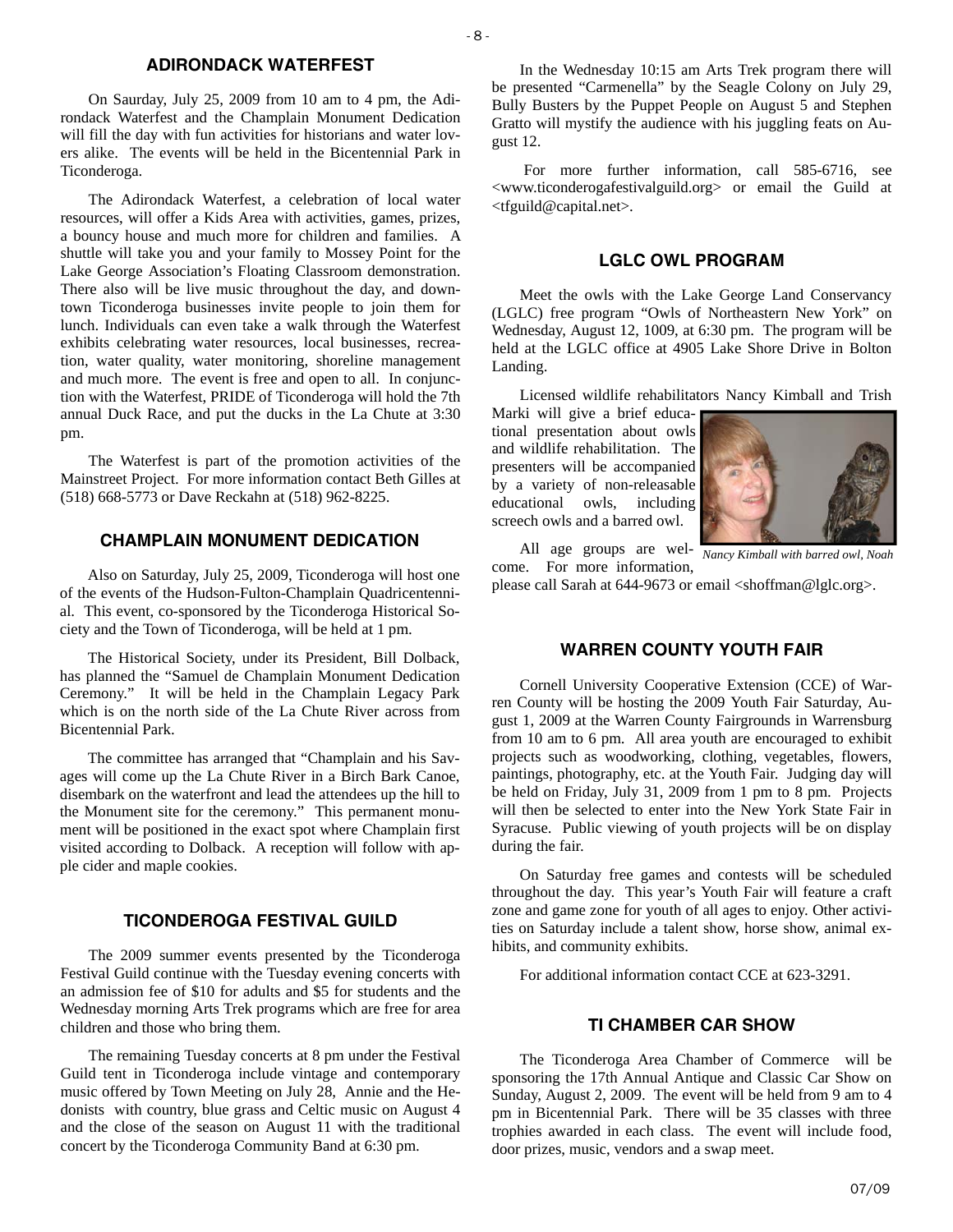## ADIRONDACK WATERFEST

On Saurday, July 25, 2009 from 10 am to 4 pm, the Adirondack Waterfest and the Champlain Monument Dedication will fill the day with fun activities for historians and water lovers alike. The events will be held in the Bicentennial Park in Ticonderoga.

The Adirondack Waterfest, a celebration of local water resources, will offer a Kids Area with activities, games, prizes, a bouncy house and much more for children and families. A shuttle will take you and your family to Mossey Point for the Lake George Association's Floating Classroom demonstration. There also will be live music throughout the day, and downtown Ticonderoga businesses invite people to join them for lunch. Individuals can even take a walk through the Waterfest exhibits celebrating water resources, local businesses, recreation, water quality, water monitoring, shoreline management and much more. The event is free and open to all. In conjunction with the Waterfest, PRIDE of Ticonderoga will hold the 7th annual Duck Race, and put the ducks in the La Chute at 3:30 pm.

The Waterfest is part of the promotion activities of the Mainstreet Project. For more information contact Beth Gilles at (518) 668-5773 or Dave Reckahn at (518) 962-8225.

## CHAMPLAIN MONUMENT DEDICATION

Also on Saturday, July 25, 2009, Ticonderoga will host one of the events of the Hudson-Fulton-Champlain Quadricentennial. This event, co-sponsored by the Ticonderoga Historical Society and the Town of Ticonderoga, will be held at 1 pm.

The Historical Society, under its President, Bill Dolback, has planned the "Samuel de Champlain Monument Dedication Ceremony." It will be held in the Champlain Legacy Park which is on the north side of the La Chute River across from Bicentennial Park.

The committee has arranged that "Champlain and his Savages will come up the La Chute River in a Birch Bark Canoe, disembark on the waterfront and lead the attendees up the hill to the Monument site for the ceremony." This permanent monument will be positioned in the exact spot where Champlain first visited according to Dolback. A reception will follow with apple cider and maple cookies.

## TICONDEROGA FESTIVAL GUILD

The 2009 summer events presented by the Ticonderoga Festival Guild continue with the Tuesday evening concerts with an admission fee of $10 for adults and $5 for students and the Wednesday morning Arts Trek programs which are free for area children and those who bring them.

The remaining Tuesday concerts at 8 pm under the Festival Guild tent in Ticonderoga include vintage and contemporary music offered by Town Meeting on July 28, Annie and the Hedonists with country, blue grass and Celtic music on August 4 and the close of the season on August 11 with the traditional concert by the Ticonderoga Community Band at 6:30 pm.

In the Wednesday 10:15 am Arts Trek program there will be presented "Carmenella" by the Seagle Colony on July 29, Bully Busters by the Puppet People on August 5 and Stephen Gratto will mystify the audience with his juggling feats on August 12.

For more further information, call 585-6716, see <www.ticonderogafestivalguild.org> or email the Guild at <tfguild@capital.net>.

## LGLC OWL PROGRAM

Meet the owls with the Lake George Land Conservancy (LGLC) free program "Owls of Northeastern New York" on Wednesday, August 12, 1009, at 6:30 pm. The program will be held at the LGLC office at 4905 Lake Shore Drive in Bolton Landing.

Licensed wildlife rehabilitators Nancy Kimball and Trish Marki will give a brief educational presentation about owls and wildlife rehabilitation. The presenters will be accompanied by a variety of non-releasable educational owls, including screech owls and a barred owl.

*Nancy Kimball with barred owl, Noah*

All age groups are welcome. For more information, please call Sarah at 644-9673 or email <shoffman@lglc.org>.

## WARREN COUNTY YOUTH FAIR

Cornell University Cooperative Extension (CCE) of Warren County will be hosting the 2009 Youth Fair Saturday, August 1, 2009 at the Warren County Fairgrounds in Warrensburg from 10 am to 6 pm. All area youth are encouraged to exhibit projects such as woodworking, clothing, vegetables, flowers, paintings, photography, etc. at the Youth Fair. Judging day will be held on Friday, July 31, 2009 from 1 pm to 8 pm. Projects will then be selected to enter into the New York State Fair in Syracuse. Public viewing of youth projects will be on display during the fair.

On Saturday free games and contests will be scheduled throughout the day. This year's Youth Fair will feature a craft zone and game zone for youth of all ages to enjoy. Other activities on Saturday include a talent show, horse show, animal exhibits, and community exhibits.

For additional information contact CCE at 623-3291.

## TI CHAMBER CAR SHOW

The Ticonderoga Area Chamber of Commerce will be sponsoring the 17th Annual Antique and Classic Car Show on Sunday, August 2, 2009. The event will be held from 9 am to 4 pm in Bicentennial Park. There will be 35 classes with three trophies awarded in each class. The event will include food, door prizes, music, vendors and a swap meet.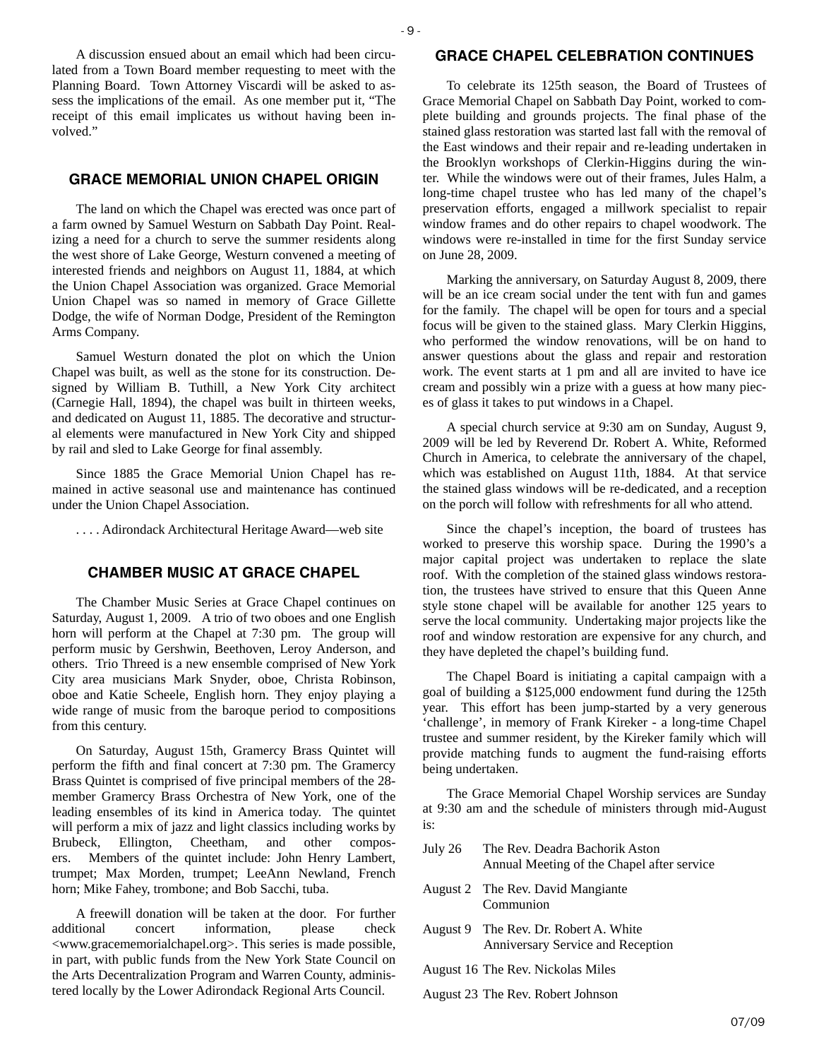A discussion ensued about an email which had been circulated from a Town Board member requesting to meet with the Planning Board. Town Attorney Viscardi will be asked to assess the implications of the email. As one member put it, "The receipt of this email implicates us without having been involved."

## GRACE MEMORIAL UNION CHAPEL ORIGIN

The land on which the Chapel was erected was once part of a farm owned by Samuel Westurn on Sabbath Day Point. Realizing a need for a church to serve the summer residents along the west shore of Lake George, Westurn convened a meeting of interested friends and neighbors on August 11, 1884, at which the Union Chapel Association was organized. Grace Memorial Union Chapel was so named in memory of Grace Gillette Dodge, the wife of Norman Dodge, President of the Remington Arms Company.

Samuel Westurn donated the plot on which the Union Chapel was built, as well as the stone for its construction. Designed by William B. Tuthill, a New York City architect (Carnegie Hall, 1894), the chapel was built in thirteen weeks, and dedicated on August 11, 1885. The decorative and structural elements were manufactured in New York City and shipped by rail and sled to Lake George for final assembly.

Since 1885 the Grace Memorial Union Chapel has remained in active seasonal use and maintenance has continued under the Union Chapel Association.

. . . . Adirondack Architectural Heritage Award—web site

## CHAMBER MUSIC AT GRACE CHAPEL

The Chamber Music Series at Grace Chapel continues on Saturday, August 1, 2009. A trio of two oboes and one English horn will perform at the Chapel at 7:30 pm. The group will perform music by Gershwin, Beethoven, Leroy Anderson, and others. Trio Threed is a new ensemble comprised of New York City area musicians Mark Snyder, oboe, Christa Robinson, oboe and Katie Scheele, English horn. They enjoy playing a wide range of music from the baroque period to compositions from this century.

On Saturday, August 15th, Gramercy Brass Quintet will perform the fifth and final concert at 7:30 pm. The Gramercy Brass Quintet is comprised of five principal members of the 28-member Gramercy Brass Orchestra of New York, one of the leading ensembles of its kind in America today. The quintet will perform a mix of jazz and light classics including works by Brubeck, Ellington, Cheetham, and other composers. Members of the quintet include: John Henry Lambert, trumpet; Max Morden, trumpet; LeeAnn Newland, French horn; Mike Fahey, trombone; and Bob Sacchi, tuba.

A freewill donation will be taken at the door. For further additional concert information, please check <www.gracememorialchapel.org>. This series is made possible, in part, with public funds from the New York State Council on the Arts Decentralization Program and Warren County, administered locally by the Lower Adirondack Regional Arts Council.

## GRACE CHAPEL CELEBRATION CONTINUES

To celebrate its 125th season, the Board of Trustees of Grace Memorial Chapel on Sabbath Day Point, worked to complete building and grounds projects. The final phase of the stained glass restoration was started last fall with the removal of the East windows and their repair and re-leading undertaken in the Brooklyn workshops of Clerkin-Higgins during the winter. While the windows were out of their frames, Jules Halm, a long-time chapel trustee who has led many of the chapel's preservation efforts, engaged a millwork specialist to repair window frames and do other repairs to chapel woodwork. The windows were re-installed in time for the first Sunday service on June 28, 2009.

Marking the anniversary, on Saturday August 8, 2009, there will be an ice cream social under the tent with fun and games for the family. The chapel will be open for tours and a special focus will be given to the stained glass. Mary Clerkin Higgins, who performed the window renovations, will be on hand to answer questions about the glass and repair and restoration work. The event starts at 1 pm and all are invited to have ice cream and possibly win a prize with a guess at how many pieces of glass it takes to put windows in a Chapel.

A special church service at 9:30 am on Sunday, August 9, 2009 will be led by Reverend Dr. Robert A. White, Reformed Church in America, to celebrate the anniversary of the chapel, which was established on August 11th, 1884. At that service the stained glass windows will be re-dedicated, and a reception on the porch will follow with refreshments for all who attend.

Since the chapel's inception, the board of trustees has worked to preserve this worship space. During the 1990's a major capital project was undertaken to replace the slate roof. With the completion of the stained glass windows restoration, the trustees have strived to ensure that this Queen Anne style stone chapel will be available for another 125 years to serve the local community. Undertaking major projects like the roof and window restoration are expensive for any church, and they have depleted the chapel's building fund.

The Chapel Board is initiating a capital campaign with a goal of building a $125,000 endowment fund during the 125th year. This effort has been jump-started by a very generous 'challenge', in memory of Frank Kireker - a long-time Chapel trustee and summer resident, by the Kireker family which will provide matching funds to augment the fund-raising efforts being undertaken.

The Grace Memorial Chapel Worship services are Sunday at 9:30 am and the schedule of ministers through mid-August is:

- July 26 — The Rev. Deadra Bachorik Aston
  Annual Meeting of the Chapel after service
- August 2 — The Rev. David Mangiante
  Communion
- August 9 — The Rev. Dr. Robert A. White
  Anniversary Service and Reception
- August 16 — The Rev. Nickolas Miles
- August 23 — The Rev. Robert Johnson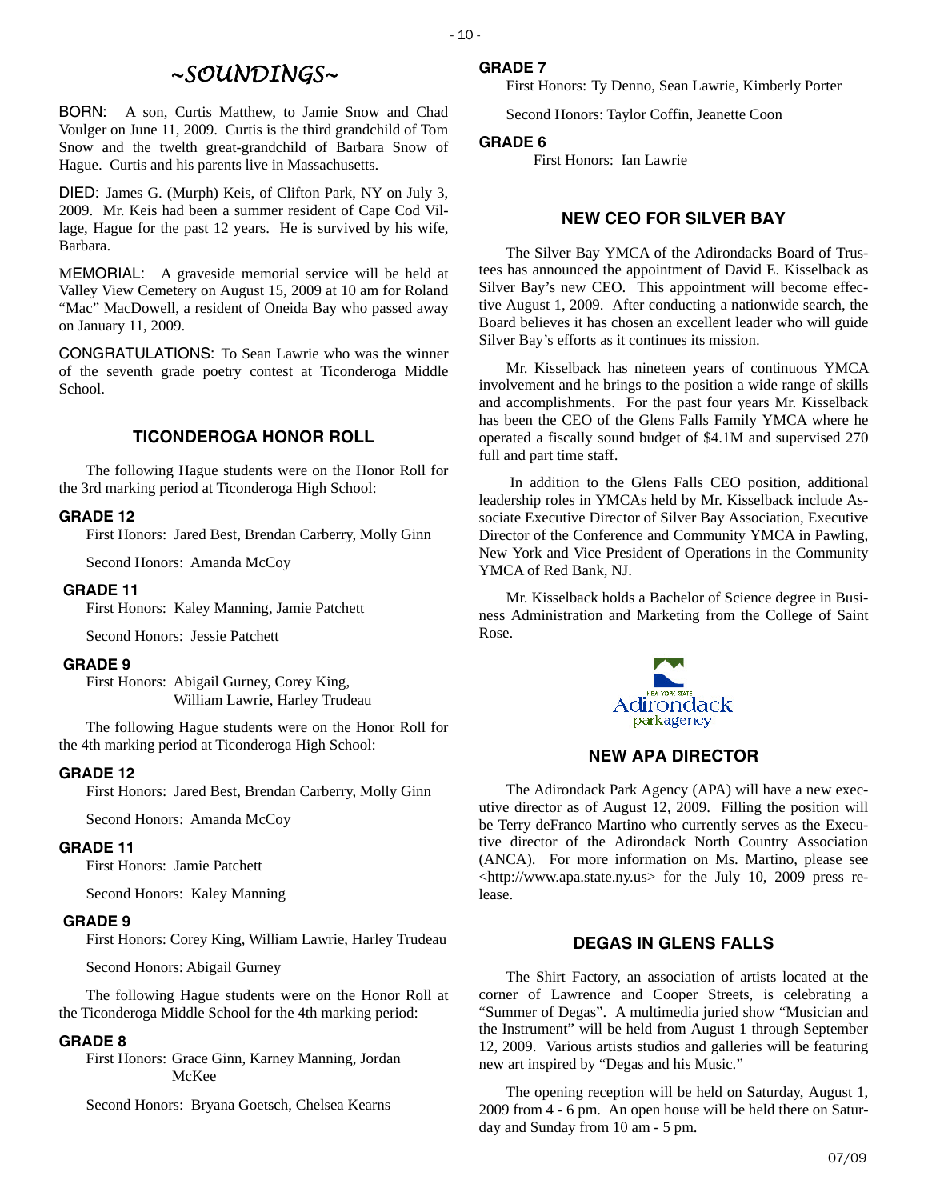# ~SOUNDINGS~

BORN: A son, Curtis Matthew, to Jamie Snow and Chad Voulger on June 11, 2009. Curtis is the third grandchild of Tom Snow and the twelth great-grandchild of Barbara Snow of Hague. Curtis and his parents live in Massachusetts.

DIED: James G. (Murph) Keis, of Clifton Park, NY on July 3, 2009. Mr. Keis had been a summer resident of Cape Cod Village, Hague for the past 12 years. He is survived by his wife, Barbara.

MEMORIAL: A graveside memorial service will be held at Valley View Cemetery on August 15, 2009 at 10 am for Roland "Mac" MacDowell, a resident of Oneida Bay who passed away on January 11, 2009.

CONGRATULATIONS: To Sean Lawrie who was the winner of the seventh grade poetry contest at Ticonderoga Middle School.

## TICONDEROGA HONOR ROLL

The following Hague students were on the Honor Roll for the 3rd marking period at Ticonderoga High School:

**GRADE 12**

First Honors: Jared Best, Brendan Carberry, Molly Ginn

Second Honors: Amanda McCoy

**GRADE 11**

First Honors: Kaley Manning, Jamie Patchett

Second Honors: Jessie Patchett

**GRADE 9**

First Honors: Abigail Gurney, Corey King, William Lawrie, Harley Trudeau

The following Hague students were on the Honor Roll for the 4th marking period at Ticonderoga High School:

**GRADE 12**

First Honors: Jared Best, Brendan Carberry, Molly Ginn

Second Honors: Amanda McCoy

**GRADE 11**

First Honors: Jamie Patchett

Second Honors: Kaley Manning

**GRADE 9**

First Honors: Corey King, William Lawrie, Harley Trudeau

Second Honors: Abigail Gurney

The following Hague students were on the Honor Roll at the Ticonderoga Middle School for the 4th marking period:

**GRADE 8**

First Honors: Grace Ginn, Karney Manning, Jordan McKee

Second Honors: Bryana Goetsch, Chelsea Kearns

**GRADE 7**

First Honors: Ty Denno, Sean Lawrie, Kimberly Porter

Second Honors: Taylor Coffin, Jeanette Coon

**GRADE 6**

First Honors: Ian Lawrie

## NEW CEO FOR SILVER BAY

The Silver Bay YMCA of the Adirondacks Board of Trustees has announced the appointment of David E. Kisselback as Silver Bay's new CEO. This appointment will become effective August 1, 2009. After conducting a nationwide search, the Board believes it has chosen an excellent leader who will guide Silver Bay's efforts as it continues its mission.

Mr. Kisselback has nineteen years of continuous YMCA involvement and he brings to the position a wide range of skills and accomplishments. For the past four years Mr. Kisselback has been the CEO of the Glens Falls Family YMCA where he operated a fiscally sound budget of $4.1M and supervised 270 full and part time staff.

In addition to the Glens Falls CEO position, additional leadership roles in YMCAs held by Mr. Kisselback include Associate Executive Director of Silver Bay Association, Executive Director of the Conference and Community YMCA in Pawling, New York and Vice President of Operations in the Community YMCA of Red Bank, NJ.

Mr. Kisselback holds a Bachelor of Science degree in Business Administration and Marketing from the College of Saint Rose.

NEW YORK STATE Adirondack parkagency

## NEW APA DIRECTOR

The Adirondack Park Agency (APA) will have a new executive director as of August 12, 2009. Filling the position will be Terry deFranco Martino who currently serves as the Executive director of the Adirondack North Country Association (ANCA). For more information on Ms. Martino, please see <http://www.apa.state.ny.us> for the July 10, 2009 press release.

## DEGAS IN GLENS FALLS

The Shirt Factory, an association of artists located at the corner of Lawrence and Cooper Streets, is celebrating a "Summer of Degas". A multimedia juried show "Musician and the Instrument" will be held from August 1 through September 12, 2009. Various artists studios and galleries will be featuring new art inspired by "Degas and his Music."

The opening reception will be held on Saturday, August 1, 2009 from 4 - 6 pm. An open house will be held there on Saturday and Sunday from 10 am - 5 pm.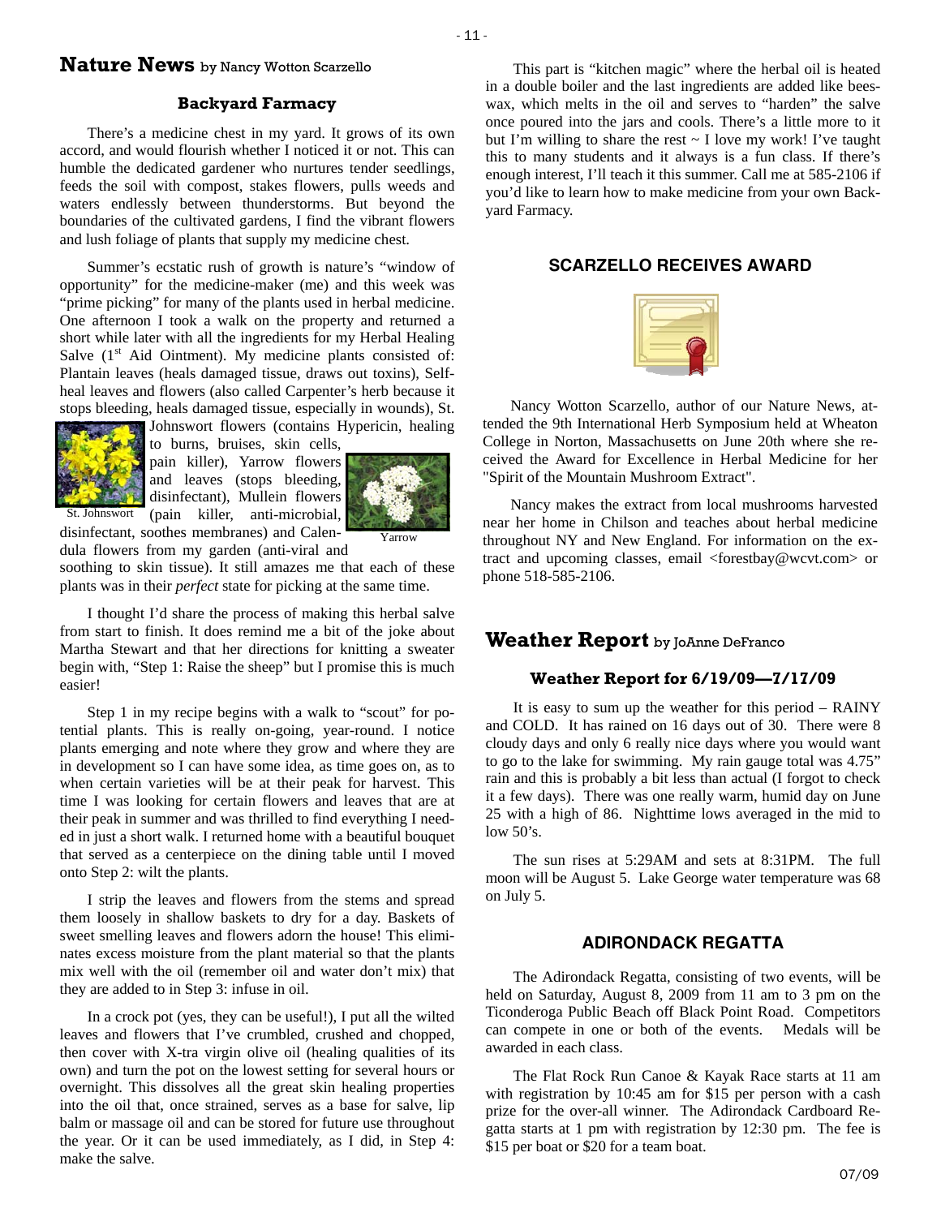## Nature News by Nancy Wotton Scarzello

### Backyard Farmacy

There's a medicine chest in my yard. It grows of its own accord, and would flourish whether I noticed it or not. This can humble the dedicated gardener who nurtures tender seedlings, feeds the soil with compost, stakes flowers, pulls weeds and waters endlessly between thunderstorms. But beyond the boundaries of the cultivated gardens, I find the vibrant flowers and lush foliage of plants that supply my medicine chest.

Summer's ecstatic rush of growth is nature's "window of opportunity" for the medicine-maker (me) and this week was "prime picking" for many of the plants used in herbal medicine. One afternoon I took a walk on the property and returned a short while later with all the ingredients for my Herbal Healing Salve (1st Aid Ointment). My medicine plants consisted of: Plantain leaves (heals damaged tissue, draws out toxins), Self-heal leaves and flowers (also called Carpenter's herb because it stops bleeding, heals damaged tissue, especially in wounds), St. Johnswort flowers (contains Hypericin, healing to burns, bruises, skin cells, pain killer), Yarrow flowers and leaves (stops bleeding, disinfectant), Mullein flowers (pain killer, anti-microbial, disinfectant, soothes membranes) and Calendula flowers from my garden (anti-viral and soothing to skin tissue). It still amazes me that each of these plants was in their *perfect* state for picking at the same time.

St. Johnswort

Yarrow

I thought I'd share the process of making this herbal salve from start to finish. It does remind me a bit of the joke about Martha Stewart and that her directions for knitting a sweater begin with, "Step 1: Raise the sheep" but I promise this is much easier!

Step 1 in my recipe begins with a walk to "scout" for potential plants. This is really on-going, year-round. I notice plants emerging and note where they grow and where they are in development so I can have some idea, as time goes on, as to when certain varieties will be at their peak for harvest. This time I was looking for certain flowers and leaves that are at their peak in summer and was thrilled to find everything I needed in just a short walk. I returned home with a beautiful bouquet that served as a centerpiece on the dining table until I moved onto Step 2: wilt the plants.

I strip the leaves and flowers from the stems and spread them loosely in shallow baskets to dry for a day. Baskets of sweet smelling leaves and flowers adorn the house! This eliminates excess moisture from the plant material so that the plants mix well with the oil (remember oil and water don't mix) that they are added to in Step 3: infuse in oil.

In a crock pot (yes, they can be useful!), I put all the wilted leaves and flowers that I've crumbled, crushed and chopped, then cover with X-tra virgin olive oil (healing qualities of its own) and turn the pot on the lowest setting for several hours or overnight. This dissolves all the great skin healing properties into the oil that, once strained, serves as a base for salve, lip balm or massage oil and can be stored for future use throughout the year. Or it can be used immediately, as I did, in Step 4: make the salve.

This part is "kitchen magic" where the herbal oil is heated in a double boiler and the last ingredients are added like beeswax, which melts in the oil and serves to "harden" the salve once poured into the jars and cools. There's a little more to it but I'm willing to share the rest ~ I love my work! I've taught this to many students and it always is a fun class. If there's enough interest, I'll teach it this summer. Call me at 585-2106 if you'd like to learn how to make medicine from your own Backyard Farmacy.

### SCARZELLO RECEIVES AWARD

Nancy Wotton Scarzello, author of our Nature News, attended the 9th International Herb Symposium held at Wheaton College in Norton, Massachusetts on June 20th where she received the Award for Excellence in Herbal Medicine for her "Spirit of the Mountain Mushroom Extract".

Nancy makes the extract from local mushrooms harvested near her home in Chilson and teaches about herbal medicine throughout NY and New England. For information on the extract and upcoming classes, email <forestbay@wcvt.com> or phone 518-585-2106.

## Weather Report by JoAnne DeFranco

### Weather Report for 6/19/09—7/17/09

It is easy to sum up the weather for this period – RAINY and COLD. It has rained on 16 days out of 30. There were 8 cloudy days and only 6 really nice days where you would want to go to the lake for swimming. My rain gauge total was 4.75" rain and this is probably a bit less than actual (I forgot to check it a few days). There was one really warm, humid day on June 25 with a high of 86. Nighttime lows averaged in the mid to low 50's.

The sun rises at 5:29AM and sets at 8:31PM. The full moon will be August 5. Lake George water temperature was 68 on July 5.

### ADIRONDACK REGATTA

The Adirondack Regatta, consisting of two events, will be held on Saturday, August 8, 2009 from 11 am to 3 pm on the Ticonderoga Public Beach off Black Point Road. Competitors can compete in one or both of the events. Medals will be awarded in each class.

The Flat Rock Run Canoe & Kayak Race starts at 11 am with registration by 10:45 am for $15 per person with a cash prize for the over-all winner. The Adirondack Cardboard Regatta starts at 1 pm with registration by 12:30 pm. The fee is $15 per boat or $20 for a team boat.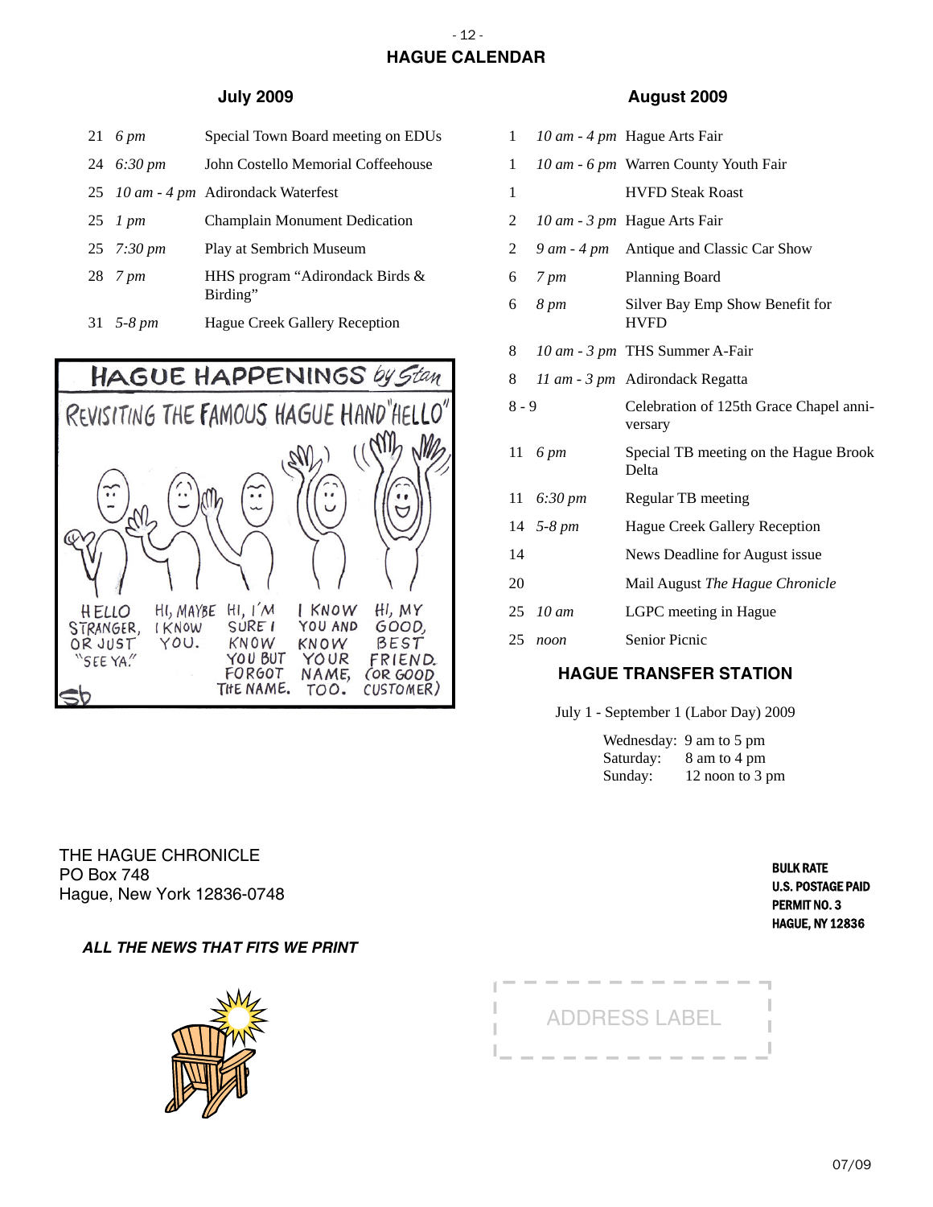## HAGUE CALENDAR

### July 2009

| | | |
|---|---|---|
| 21 | *6 pm* | Special Town Board meeting on EDUs |
| 24 | *6:30 pm* | John Costello Memorial Coffeehouse |
| 25 | *10 am - 4 pm* | Adirondack Waterfest |
| 25 | *1 pm* | Champlain Monument Dedication |
| 25 | *7:30 pm* | Play at Sembrich Museum |
| 28 | *7 pm* | HHS program "Adirondack Birds & Birding" |
| 31 | *5-8 pm* | Hague Creek Gallery Reception |

HAGUE HAPPENINGS by Stan

REVISITING THE FAMOUS HAGUE HAND "HELLO"

HELLO STRANGER, OR JUST "SEE YA."

HI, MAYBE I KNOW YOU.

HI, I'M SURE I KNOW YOU BUT FORGOT THE NAME.

I KNOW YOU AND KNOW YOUR NAME, TOO.

HI, MY GOOD, BEST FRIEND. (OR GOOD CUSTOMER)

### August 2009

| | | |
|---|---|---|
| 1 | *10 am - 4 pm* | Hague Arts Fair |
| 1 | *10 am - 6 pm* | Warren County Youth Fair |
| 1 | | HVFD Steak Roast |
| 2 | *10 am - 3 pm* | Hague Arts Fair |
| 2 | *9 am - 4 pm* | Antique and Classic Car Show |
| 6 | *7 pm* | Planning Board |
| 6 | *8 pm* | Silver Bay Emp Show Benefit for HVFD |
| 8 | *10 am - 3 pm* | THS Summer A-Fair |
| 8 | *11 am - 3 pm* | Adirondack Regatta |
| 8 - 9 | | Celebration of 125th Grace Chapel anniversary |
| 11 | *6 pm* | Special TB meeting on the Hague Brook Delta |
| 11 | *6:30 pm* | Regular TB meeting |
| 14 | *5-8 pm* | Hague Creek Gallery Reception |
| 14 | | News Deadline for August issue |
| 20 | | Mail August *The Hague Chronicle* |
| 25 | *10 am* | LGPC meeting in Hague |
| 25 | *noon* | Senior Picnic |

### HAGUE TRANSFER STATION

July 1 - September 1 (Labor Day) 2009

Wednesday: 9 am to 5 pm
Saturday: 8 am to 4 pm
Sunday: 12 noon to 3 pm

THE HAGUE CHRONICLE
PO Box 748
Hague, New York 12836-0748

***ALL THE NEWS THAT FITS WE PRINT***

**BULK RATE**
**U.S. POSTAGE PAID**
**PERMIT NO. 3**
**HAGUE, NY 12836**

ADDRESS LABEL

07/09